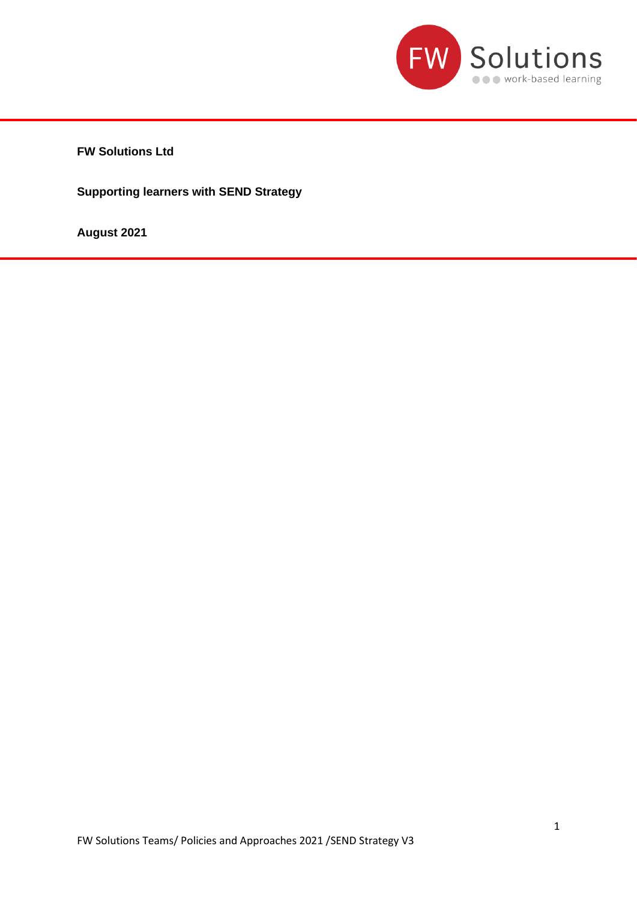**FW Solutions Ltd**

**Supporting learners with SEND Strategy**

**August 2021**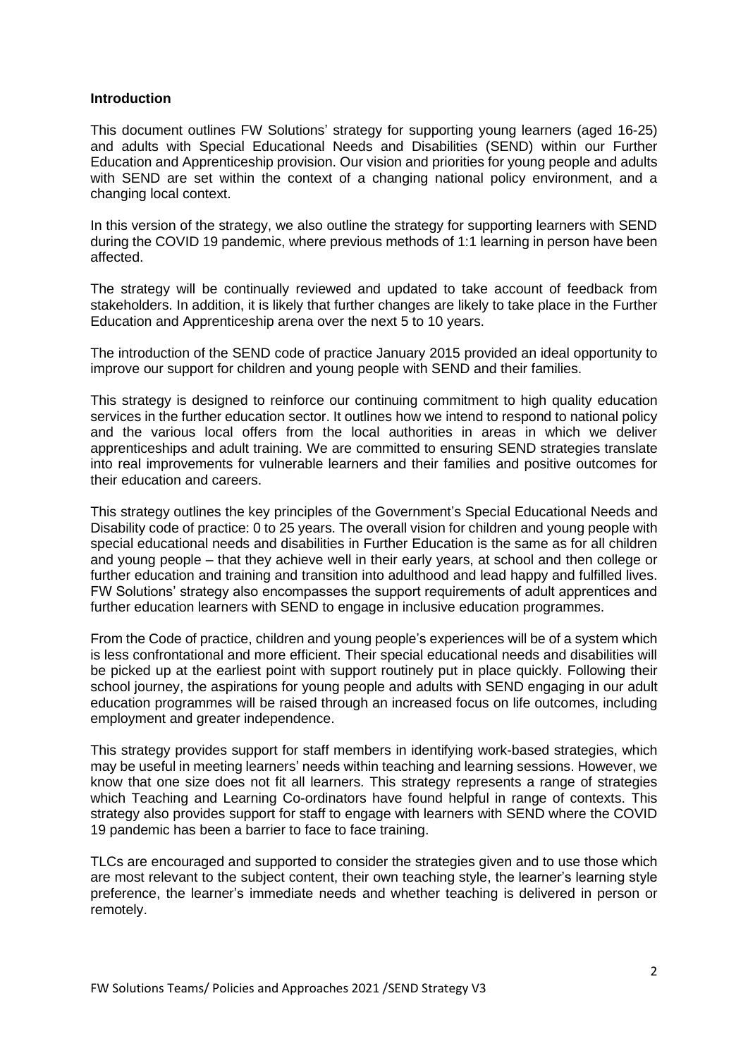**Introduction**

This document outlines FW Solutions' strategy for supporting young learners (aged 16-25) and adults with Special Educational Needs and Disabilities (SEND) within our Further Education and Apprenticeship provision. Our vision and priorities for young people and adults with SEND are set within the context of a changing national policy environment, and a changing local context.

In this version of the strategy, we also outline the strategy for supporting learners with SEND during the COVID 19 pandemic, where previous methods of 1:1 learning in person have been affected.

The strategy will be continually reviewed and updated to take account of feedback from stakeholders. In addition, it is likely that further changes are likely to take place in the Further Education and Apprenticeship arena over the next 5 to 10 years.

The introduction of the SEND code of practice January 2015 provided an ideal opportunity to improve our support for children and young people with SEND and their families.

This strategy is designed to reinforce our continuing commitment to high quality education services in the further education sector. It outlines how we intend to respond to national policy and the various local offers from the local authorities in areas in which we deliver apprenticeships and adult training. We are committed to ensuring SEND strategies translate into real improvements for vulnerable learners and their families and positive outcomes for their education and careers.

This strategy outlines the key principles of the Government's Special Educational Needs and Disability code of practice: 0 to 25 years. The overall vision for children and young people with special educational needs and disabilities in Further Education is the same as for all children and young people – that they achieve well in their early years, at school and then college or further education and training and transition into adulthood and lead happy and fulfilled lives. FW Solutions' strategy also encompasses the support requirements of adult apprentices and further education learners with SEND to engage in inclusive education programmes.

From the Code of practice, children and young people's experiences will be of a system which is less confrontational and more efficient. Their special educational needs and disabilities will be picked up at the earliest point with support routinely put in place quickly. Following their school journey, the aspirations for young people and adults with SEND engaging in our adult education programmes will be raised through an increased focus on life outcomes, including employment and greater independence.

This strategy provides support for staff members in identifying work-based strategies, which may be useful in meeting learners' needs within teaching and learning sessions. However, we know that one size does not fit all learners. This strategy represents a range of strategies which Teaching and Learning Co-ordinators have found helpful in range of contexts. This strategy also provides support for staff to engage with learners with SEND where the COVID 19 pandemic has been a barrier to face to face training.

TLCs are encouraged and supported to consider the strategies given and to use those which are most relevant to the subject content, their own teaching style, the learner's learning style preference, the learner's immediate needs and whether teaching is delivered in person or remotely.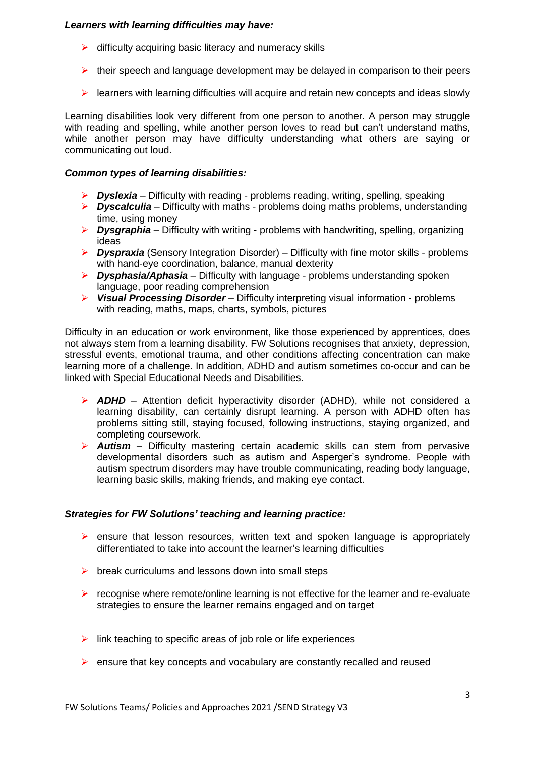***Learners with learning difficulties may have:***

- difficulty acquiring basic literacy and numeracy skills
- their speech and language development may be delayed in comparison to their peers
- learners with learning difficulties will acquire and retain new concepts and ideas slowly

Learning disabilities look very different from one person to another. A person may struggle with reading and spelling, while another person loves to read but can't understand maths, while another person may have difficulty understanding what others are saying or communicating out loud.

***Common types of learning disabilities:***

- ***Dyslexia*** – Difficulty with reading - problems reading, writing, spelling, speaking
- ***Dyscalculia*** – Difficulty with maths - problems doing maths problems, understanding time, using money
- ***Dysgraphia*** – Difficulty with writing - problems with handwriting, spelling, organizing ideas
- ***Dyspraxia*** (Sensory Integration Disorder) – Difficulty with fine motor skills - problems with hand-eye coordination, balance, manual dexterity
- ***Dysphasia/Aphasia*** – Difficulty with language - problems understanding spoken language, poor reading comprehension
- ***Visual Processing Disorder*** – Difficulty interpreting visual information - problems with reading, maths, maps, charts, symbols, pictures

Difficulty in an education or work environment, like those experienced by apprentices, does not always stem from a learning disability. FW Solutions recognises that anxiety, depression, stressful events, emotional trauma, and other conditions affecting concentration can make learning more of a challenge. In addition, ADHD and autism sometimes co-occur and can be linked with Special Educational Needs and Disabilities.

- ***ADHD*** – Attention deficit hyperactivity disorder (ADHD), while not considered a learning disability, can certainly disrupt learning. A person with ADHD often has problems sitting still, staying focused, following instructions, staying organized, and completing coursework.
- ***Autism*** – Difficulty mastering certain academic skills can stem from pervasive developmental disorders such as autism and Asperger's syndrome. People with autism spectrum disorders may have trouble communicating, reading body language, learning basic skills, making friends, and making eye contact.

***Strategies for FW Solutions' teaching and learning practice:***

- ensure that lesson resources, written text and spoken language is appropriately differentiated to take into account the learner's learning difficulties
- break curriculums and lessons down into small steps
- recognise where remote/online learning is not effective for the learner and re-evaluate strategies to ensure the learner remains engaged and on target
- link teaching to specific areas of job role or life experiences
- ensure that key concepts and vocabulary are constantly recalled and reused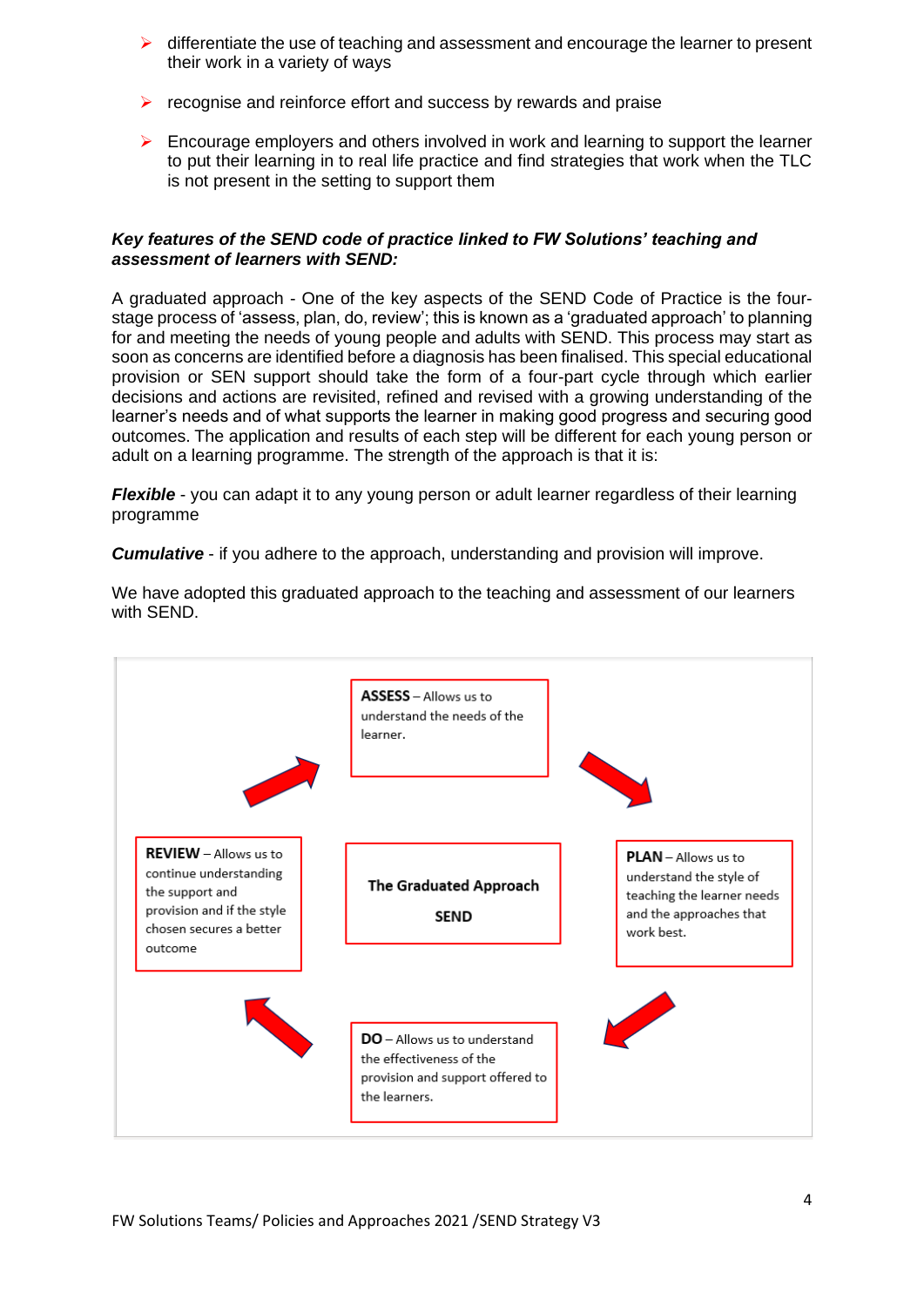- differentiate the use of teaching and assessment and encourage the learner to present their work in a variety of ways
- recognise and reinforce effort and success by rewards and praise
- Encourage employers and others involved in work and learning to support the learner to put their learning in to real life practice and find strategies that work when the TLC is not present in the setting to support them

***Key features of the SEND code of practice linked to FW Solutions' teaching and assessment of learners with SEND:***

A graduated approach - One of the key aspects of the SEND Code of Practice is the four-stage process of 'assess, plan, do, review'; this is known as a 'graduated approach' to planning for and meeting the needs of young people and adults with SEND. This process may start as soon as concerns are identified before a diagnosis has been finalised. This special educational provision or SEN support should take the form of a four-part cycle through which earlier decisions and actions are revisited, refined and revised with a growing understanding of the learner's needs and of what supports the learner in making good progress and securing good outcomes. The application and results of each step will be different for each young person or adult on a learning programme. The strength of the approach is that it is:

***Flexible*** - you can adapt it to any young person or adult learner regardless of their learning programme

***Cumulative*** - if you adhere to the approach, understanding and provision will improve.

We have adopted this graduated approach to the teaching and assessment of our learners with SEND.

**The Graduated Approach SEND**

**ASSESS** – Allows us to understand the needs of the learner.

**PLAN** – Allows us to understand the style of teaching the learner needs and the approaches that work best.

**DO** – Allows us to understand the effectiveness of the provision and support offered to the learners.

**REVIEW** – Allows us to continue understanding the support and provision and if the style chosen secures a better outcome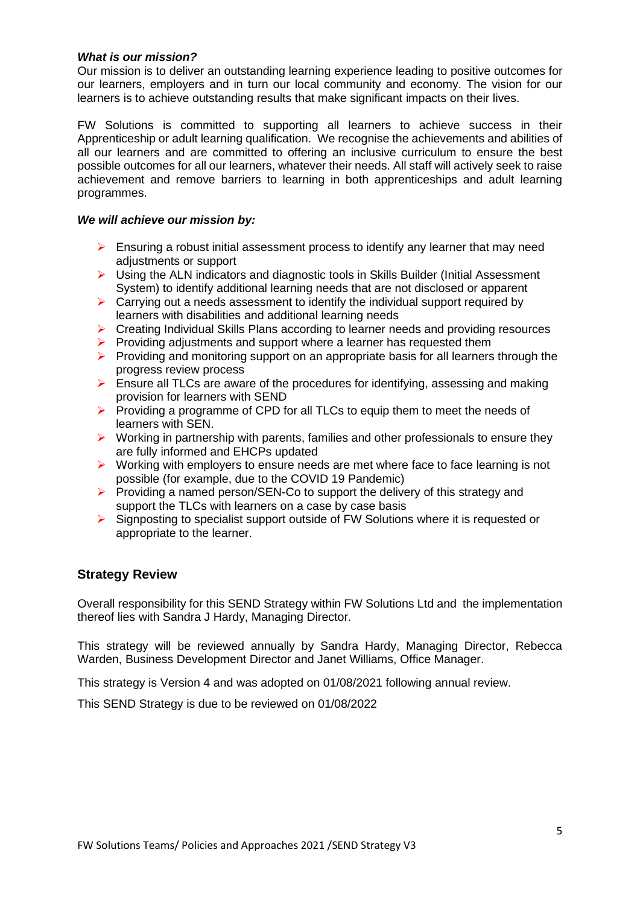***What is our mission?***

Our mission is to deliver an outstanding learning experience leading to positive outcomes for our learners, employers and in turn our local community and economy. The vision for our learners is to achieve outstanding results that make significant impacts on their lives.

FW Solutions is committed to supporting all learners to achieve success in their Apprenticeship or adult learning qualification. We recognise the achievements and abilities of all our learners and are committed to offering an inclusive curriculum to ensure the best possible outcomes for all our learners, whatever their needs. All staff will actively seek to raise achievement and remove barriers to learning in both apprenticeships and adult learning programmes.

***We will achieve our mission by:***

- Ensuring a robust initial assessment process to identify any learner that may need adjustments or support
- Using the ALN indicators and diagnostic tools in Skills Builder (Initial Assessment System) to identify additional learning needs that are not disclosed or apparent
- Carrying out a needs assessment to identify the individual support required by learners with disabilities and additional learning needs
- Creating Individual Skills Plans according to learner needs and providing resources
- Providing adjustments and support where a learner has requested them
- Providing and monitoring support on an appropriate basis for all learners through the progress review process
- Ensure all TLCs are aware of the procedures for identifying, assessing and making provision for learners with SEND
- Providing a programme of CPD for all TLCs to equip them to meet the needs of learners with SEN.
- Working in partnership with parents, families and other professionals to ensure they are fully informed and EHCPs updated
- Working with employers to ensure needs are met where face to face learning is not possible (for example, due to the COVID 19 Pandemic)
- Providing a named person/SEN-Co to support the delivery of this strategy and support the TLCs with learners on a case by case basis
- Signposting to specialist support outside of FW Solutions where it is requested or appropriate to the learner.

## Strategy Review

Overall responsibility for this SEND Strategy within FW Solutions Ltd and the implementation thereof lies with Sandra J Hardy, Managing Director.

This strategy will be reviewed annually by Sandra Hardy, Managing Director, Rebecca Warden, Business Development Director and Janet Williams, Office Manager.

This strategy is Version 4 and was adopted on 01/08/2021 following annual review.

This SEND Strategy is due to be reviewed on 01/08/2022